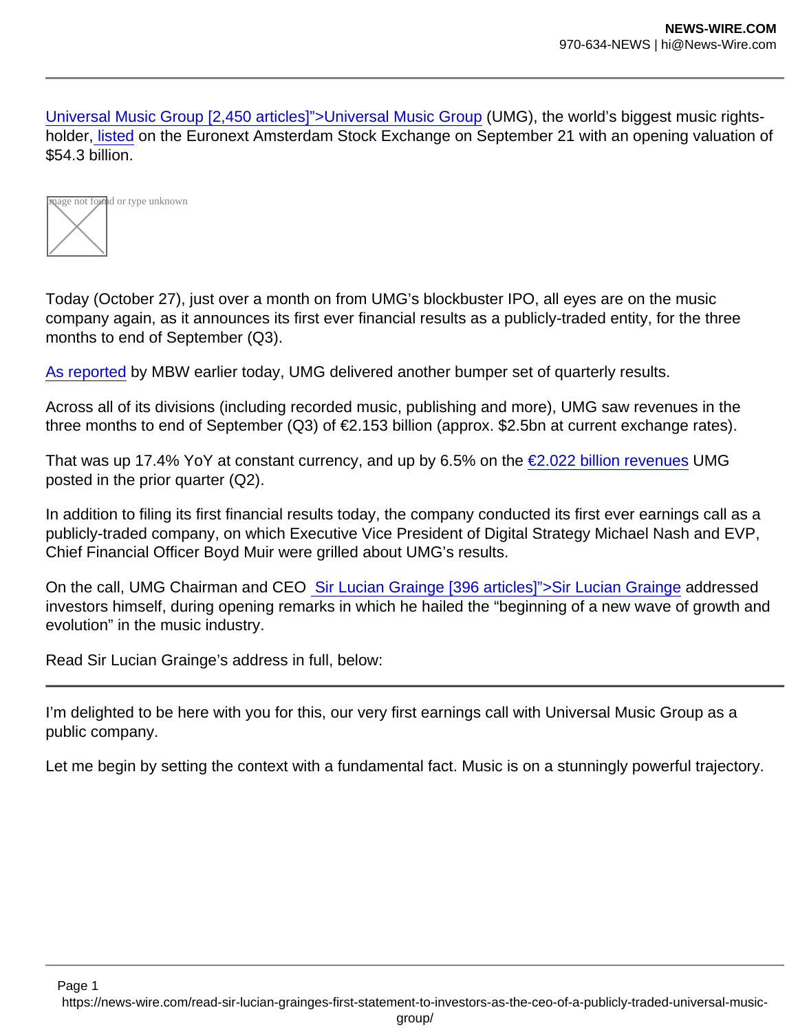Universal Music Group [2,450 articles]">Universal Music Group (UMG), the world's biggest music rights-holder, listed on the Euronext Amsterdam Stock Exchange on September 21 with an opening valuation of $54.3 billion.

Image not found or type unknown

Today (October 27), just over a month on from UMG's blockbuster IPO, all eyes are on the music company again, as it announces its first ever financial results as a publicly-traded entity, for the three months to end of September (Q3).

As reported by MBW earlier today, UMG delivered another bumper set of quarterly results.

Across all of its divisions (including recorded music, publishing and more), UMG saw revenues in the three months to end of September (Q3) of €2.153 billion (approx. $2.5bn at current exchange rates).

That was up 17.4% YoY at constant currency, and up by 6.5% on the €2.022 billion revenues UMG posted in the prior quarter (Q2).

In addition to filing its first financial results today, the company conducted its first ever earnings call as a publicly-traded company, on which Executive Vice President of Digital Strategy Michael Nash and EVP, Chief Financial Officer Boyd Muir were grilled about UMG's results.

On the call, UMG Chairman and CEO Sir Lucian Grainge [396 articles]">Sir Lucian Grainge addressed investors himself, during opening remarks in which he hailed the "beginning of a new wave of growth and evolution" in the music industry.

Read Sir Lucian Grainge's address in full, below:

---

I'm delighted to be here with you for this, our very first earnings call with Universal Music Group as a public company.

Let me begin by setting the context with a fundamental fact. Music is on a stunningly powerful trajectory.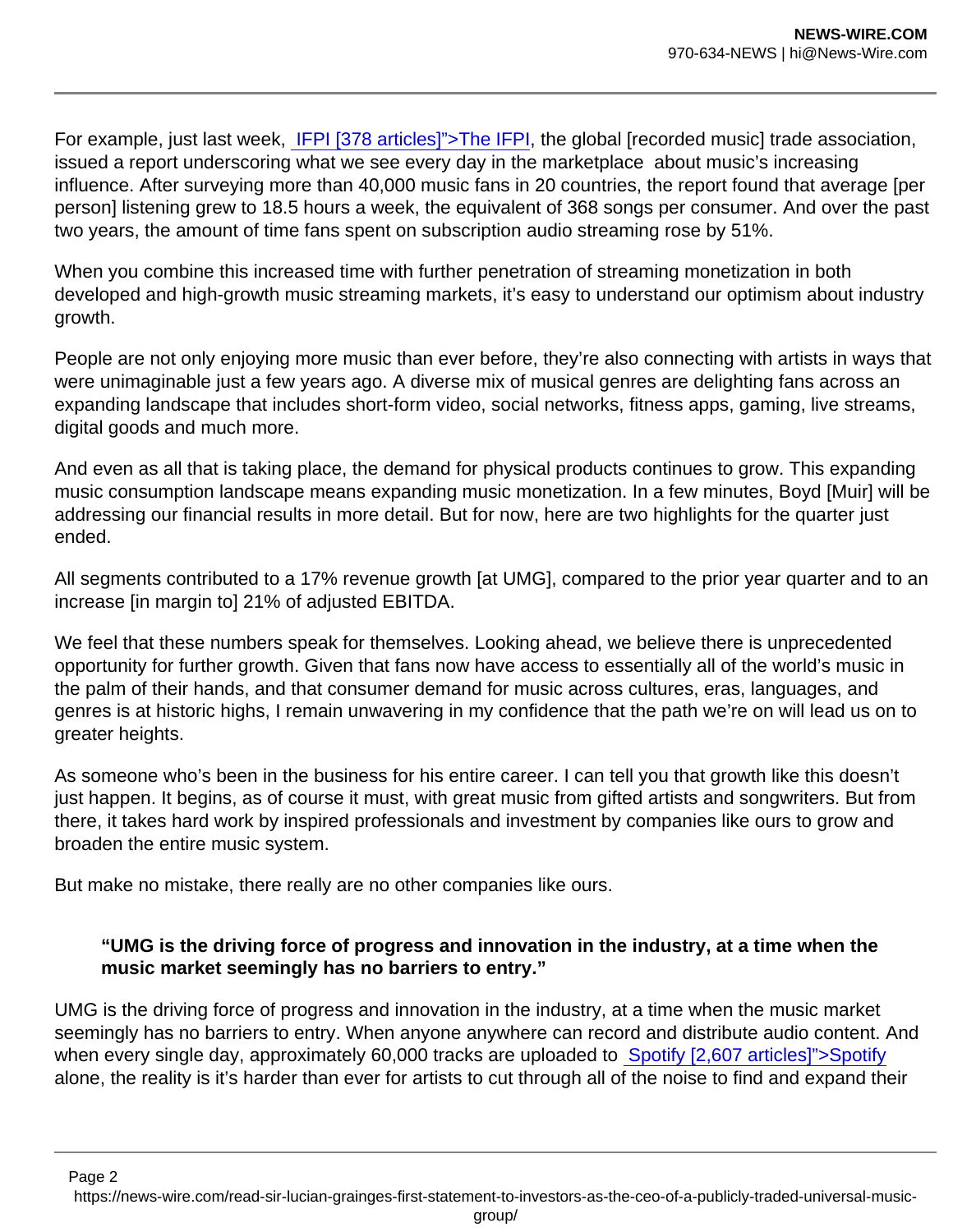For example, just last week, IFPI [378 articles]">The IFPI, the global [recorded music] trade association, issued a report underscoring what we see every day in the marketplace about music's increasing influence. After surveying more than 40,000 music fans in 20 countries, the report found that average [per person] listening grew to 18.5 hours a week, the equivalent of 368 songs per consumer. And over the past two years, the amount of time fans spent on subscription audio streaming rose by 51%.

When you combine this increased time with further penetration of streaming monetization in both developed and high-growth music streaming markets, it's easy to understand our optimism about industry growth.

People are not only enjoying more music than ever before, they're also connecting with artists in ways that were unimaginable just a few years ago. A diverse mix of musical genres are delighting fans across an expanding landscape that includes short-form video, social networks, fitness apps, gaming, live streams, digital goods and much more.

And even as all that is taking place, the demand for physical products continues to grow. This expanding music consumption landscape means expanding music monetization. In a few minutes, Boyd [Muir] will be addressing our financial results in more detail. But for now, here are two highlights for the quarter just ended.

All segments contributed to a 17% revenue growth [at UMG], compared to the prior year quarter and to an increase [in margin to] 21% of adjusted EBITDA.

We feel that these numbers speak for themselves. Looking ahead, we believe there is unprecedented opportunity for further growth. Given that fans now have access to essentially all of the world's music in the palm of their hands, and that consumer demand for music across cultures, eras, languages, and genres is at historic highs, I remain unwavering in my confidence that the path we're on will lead us on to greater heights.

As someone who's been in the business for his entire career. I can tell you that growth like this doesn't just happen. It begins, as of course it must, with great music from gifted artists and songwriters. But from there, it takes hard work by inspired professionals and investment by companies like ours to grow and broaden the entire music system.

But make no mistake, there really are no other companies like ours.

> **"UMG is the driving force of progress and innovation in the industry, at a time when the music market seemingly has no barriers to entry."**

UMG is the driving force of progress and innovation in the industry, at a time when the music market seemingly has no barriers to entry. When anyone anywhere can record and distribute audio content. And when every single day, approximately 60,000 tracks are uploaded to Spotify [2,607 articles]">Spotify alone, the reality is it's harder than ever for artists to cut through all of the noise to find and expand their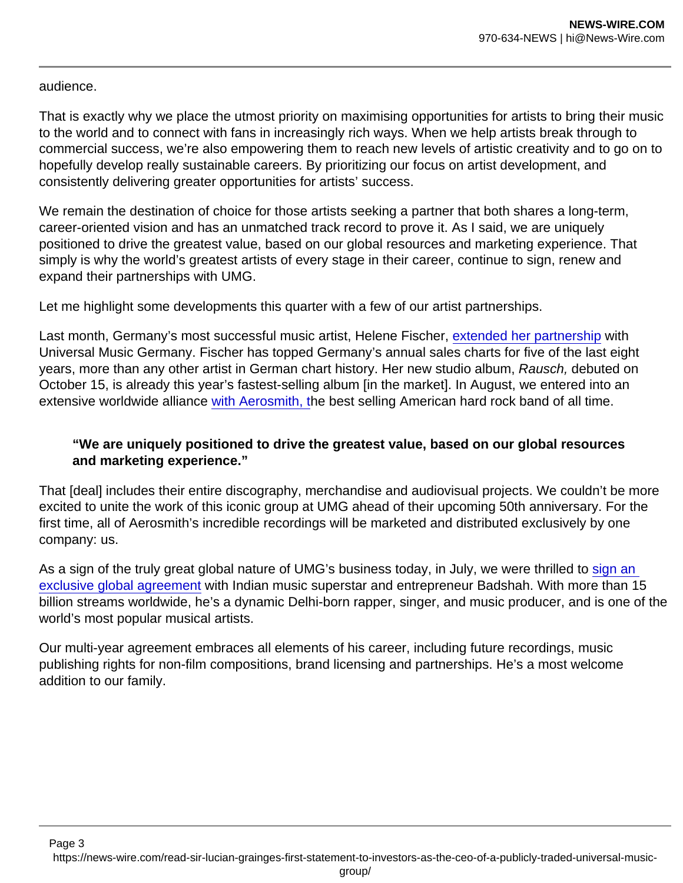audience.

That is exactly why we place the utmost priority on maximising opportunities for artists to bring their music to the world and to connect with fans in increasingly rich ways. When we help artists break through to commercial success, we're also empowering them to reach new levels of artistic creativity and to go on to hopefully develop really sustainable careers. By prioritizing our focus on artist development, and consistently delivering greater opportunities for artists' success.

We remain the destination of choice for those artists seeking a partner that both shares a long-term, career-oriented vision and has an unmatched track record to prove it. As I said, we are uniquely positioned to drive the greatest value, based on our global resources and marketing experience. That simply is why the world's greatest artists of every stage in their career, continue to sign, renew and expand their partnerships with UMG.

Let me highlight some developments this quarter with a few of our artist partnerships.

Last month, Germany's most successful music artist, Helene Fischer, extended her partnership with Universal Music Germany. Fischer has topped Germany's annual sales charts for five of the last eight years, more than any other artist in German chart history. Her new studio album, *Rausch,* debuted on October 15, is already this year's fastest-selling album [in the market]. In August, we entered into an extensive worldwide alliance with Aerosmith, the best selling American hard rock band of all time.

> **"We are uniquely positioned to drive the greatest value, based on our global resources and marketing experience."**

That [deal] includes their entire discography, merchandise and audiovisual projects. We couldn't be more excited to unite the work of this iconic group at UMG ahead of their upcoming 50th anniversary. For the first time, all of Aerosmith's incredible recordings will be marketed and distributed exclusively by one company: us.

As a sign of the truly great global nature of UMG's business today, in July, we were thrilled to sign an exclusive global agreement with Indian music superstar and entrepreneur Badshah. With more than 15 billion streams worldwide, he's a dynamic Delhi-born rapper, singer, and music producer, and is one of the world's most popular musical artists.

Our multi-year agreement embraces all elements of his career, including future recordings, music publishing rights for non-film compositions, brand licensing and partnerships. He's a most welcome addition to our family.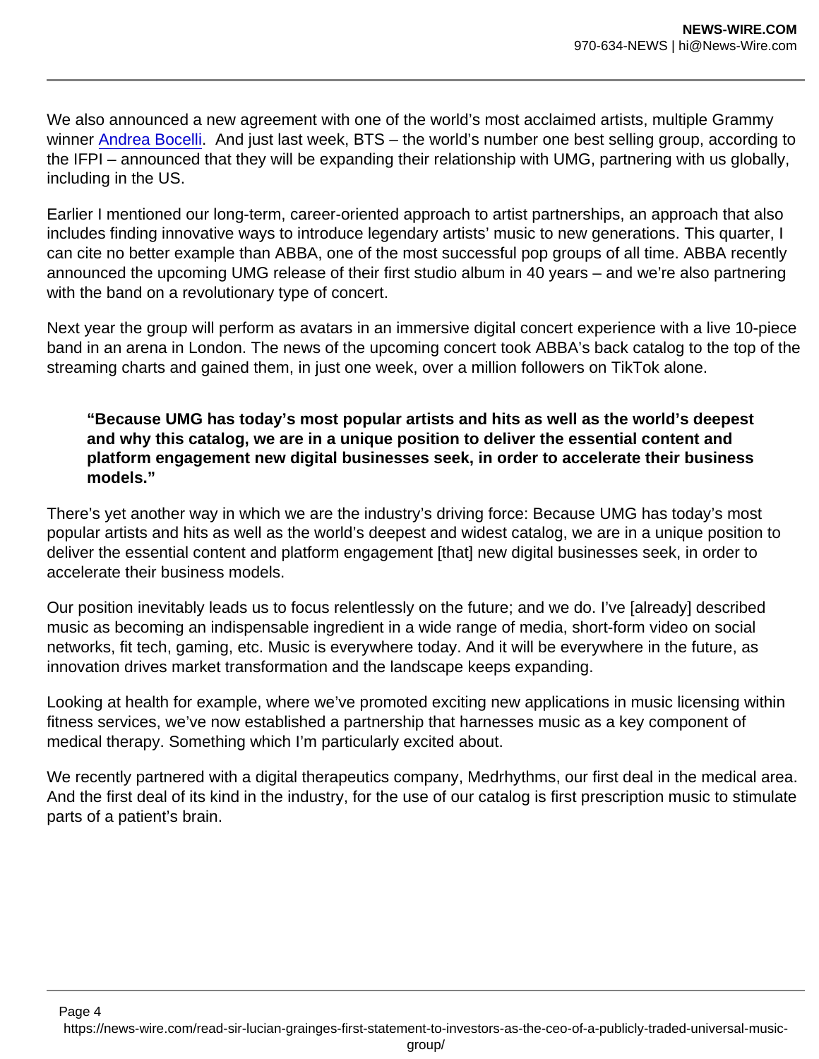We also announced a new agreement with one of the world's most acclaimed artists, multiple Grammy winner Andrea Bocelli.  And just last week, BTS – the world's number one best selling group, according to the IFPI – announced that they will be expanding their relationship with UMG, partnering with us globally, including in the US.

Earlier I mentioned our long-term, career-oriented approach to artist partnerships, an approach that also includes finding innovative ways to introduce legendary artists' music to new generations. This quarter, I can cite no better example than ABBA, one of the most successful pop groups of all time. ABBA recently announced the upcoming UMG release of their first studio album in 40 years – and we're also partnering with the band on a revolutionary type of concert.

Next year the group will perform as avatars in an immersive digital concert experience with a live 10-piece band in an arena in London. The news of the upcoming concert took ABBA's back catalog to the top of the streaming charts and gained them, in just one week, over a million followers on TikTok alone.

> **"Because UMG has today's most popular artists and hits as well as the world's deepest and why this catalog, we are in a unique position to deliver the essential content and platform engagement new digital businesses seek, in order to accelerate their business models."**

There's yet another way in which we are the industry's driving force: Because UMG has today's most popular artists and hits as well as the world's deepest and widest catalog, we are in a unique position to deliver the essential content and platform engagement [that] new digital businesses seek, in order to accelerate their business models.

Our position inevitably leads us to focus relentlessly on the future; and we do. I've [already] described music as becoming an indispensable ingredient in a wide range of media, short-form video on social networks, fit tech, gaming, etc. Music is everywhere today. And it will be everywhere in the future, as innovation drives market transformation and the landscape keeps expanding.

Looking at health for example, where we've promoted exciting new applications in music licensing within fitness services, we've now established a partnership that harnesses music as a key component of medical therapy. Something which I'm particularly excited about.

We recently partnered with a digital therapeutics company, Medrhythms, our first deal in the medical area. And the first deal of its kind in the industry, for the use of our catalog is first prescription music to stimulate parts of a patient's brain.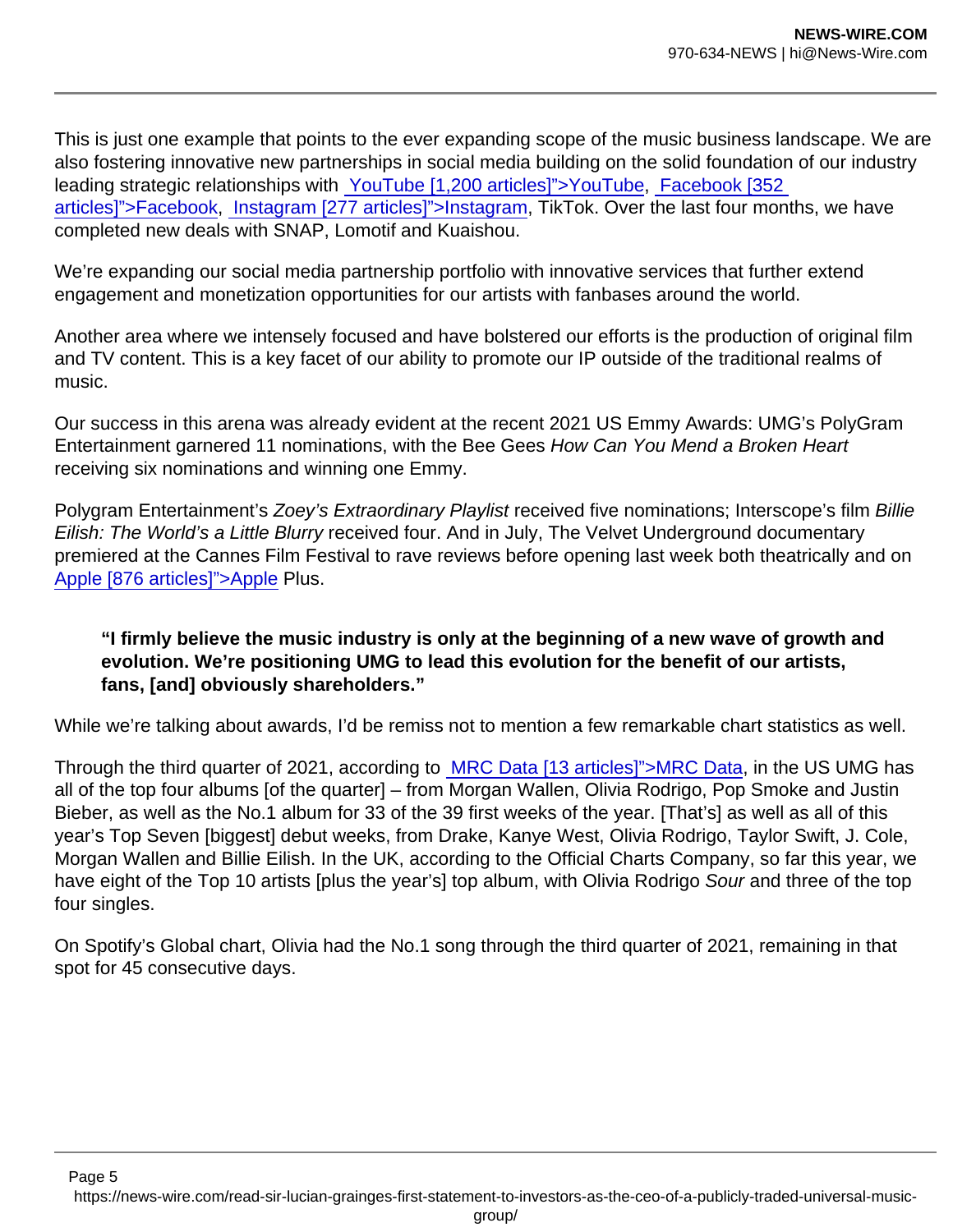This is just one example that points to the ever expanding scope of the music business landscape. We are also fostering innovative new partnerships in social media building on the solid foundation of our industry leading strategic relationships with YouTube [1,200 articles]">YouTube, Facebook [352 articles]">Facebook, Instagram [277 articles]">Instagram, TikTok. Over the last four months, we have completed new deals with SNAP, Lomotif and Kuaishou.

We're expanding our social media partnership portfolio with innovative services that further extend engagement and monetization opportunities for our artists with fanbases around the world.

Another area where we intensely focused and have bolstered our efforts is the production of original film and TV content. This is a key facet of our ability to promote our IP outside of the traditional realms of music.

Our success in this arena was already evident at the recent 2021 US Emmy Awards: UMG's PolyGram Entertainment garnered 11 nominations, with the Bee Gees *How Can You Mend a Broken Heart* receiving six nominations and winning one Emmy.

Polygram Entertainment's *Zoey's Extraordinary Playlist* received five nominations; Interscope's film *Billie Eilish: The World's a Little Blurry* received four. And in July, The Velvet Underground documentary premiered at the Cannes Film Festival to rave reviews before opening last week both theatrically and on Apple [876 articles]">Apple Plus.

> **"I firmly believe the music industry is only at the beginning of a new wave of growth and evolution. We're positioning UMG to lead this evolution for the benefit of our artists, fans, [and] obviously shareholders."**

While we're talking about awards, I'd be remiss not to mention a few remarkable chart statistics as well.

Through the third quarter of 2021, according to MRC Data [13 articles]">MRC Data, in the US UMG has all of the top four albums [of the quarter] – from Morgan Wallen, Olivia Rodrigo, Pop Smoke and Justin Bieber, as well as the No.1 album for 33 of the 39 first weeks of the year. [That's] as well as all of this year's Top Seven [biggest] debut weeks, from Drake, Kanye West, Olivia Rodrigo, Taylor Swift, J. Cole, Morgan Wallen and Billie Eilish. In the UK, according to the Official Charts Company, so far this year, we have eight of the Top 10 artists [plus the year's] top album, with Olivia Rodrigo *Sour* and three of the top four singles.

On Spotify's Global chart, Olivia had the No.1 song through the third quarter of 2021, remaining in that spot for 45 consecutive days.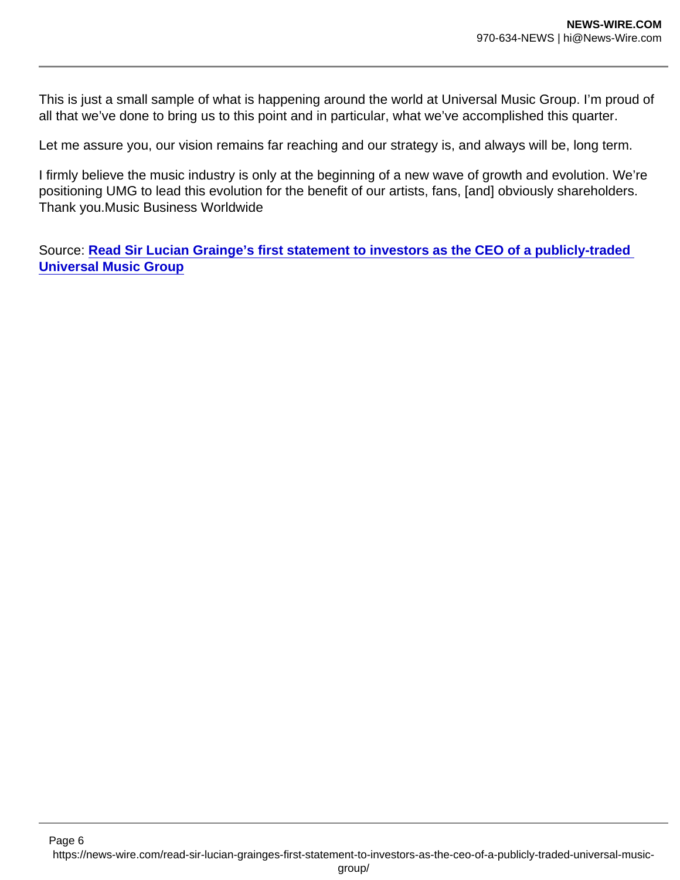This is just a small sample of what is happening around the world at Universal Music Group. I'm proud of all that we've done to bring us to this point and in particular, what we've accomplished this quarter.

Let me assure you, our vision remains far reaching and our strategy is, and always will be, long term.

I firmly believe the music industry is only at the beginning of a new wave of growth and evolution. We're positioning UMG to lead this evolution for the benefit of our artists, fans, [and] obviously shareholders. Thank you.Music Business Worldwide

Source: **Read Sir Lucian Grainge's first statement to investors as the CEO of a publicly-traded Universal Music Group**